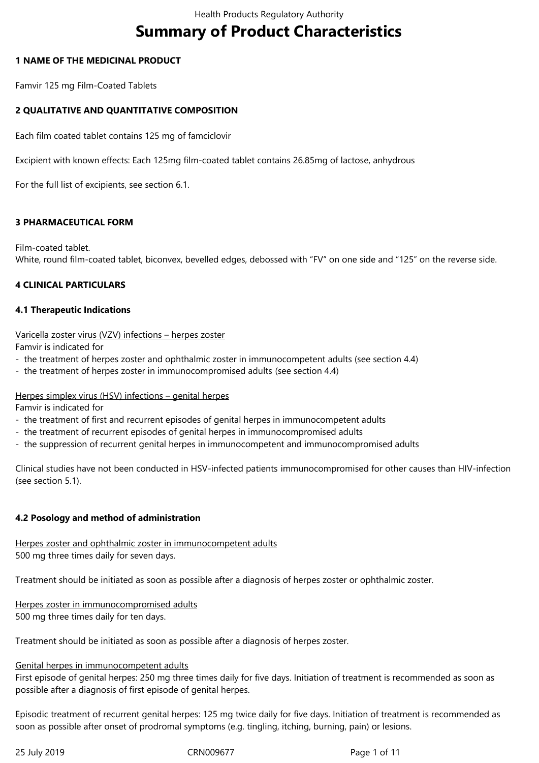# Summary of Product Characteristics

## 1 NAME OF THE MEDICINAL PRODUCT

Famvir 125 mg Film-Coated Tablets

## 2 QUALITATIVE AND QUANTITATIVE COMPOSITION

Each film coated tablet contains 125 mg of famciclovir

Excipient with known effects: Each 125mg film-coated tablet contains 26.85mg of lactose, anhydrous

For the full list of excipients, see section 6.1.

## 3 PHARMACEUTICAL FORM

Film-coated tablet.
White, round film-coated tablet, biconvex, bevelled edges, debossed with "FV" on one side and "125" on the reverse side.

## 4 CLINICAL PARTICULARS

### 4.1 Therapeutic Indications

Varicella zoster virus (VZV) infections – herpes zoster
Famvir is indicated for
- the treatment of herpes zoster and ophthalmic zoster in immunocompetent adults (see section 4.4)
- the treatment of herpes zoster in immunocompromised adults (see section 4.4)

Herpes simplex virus (HSV) infections – genital herpes
Famvir is indicated for
- the treatment of first and recurrent episodes of genital herpes in immunocompetent adults
- the treatment of recurrent episodes of genital herpes in immunocompromised adults
- the suppression of recurrent genital herpes in immunocompetent and immunocompromised adults

Clinical studies have not been conducted in HSV-infected patients immunocompromised for other causes than HIV-infection (see section 5.1).

### 4.2 Posology and method of administration

Herpes zoster and ophthalmic zoster in immunocompetent adults
500 mg three times daily for seven days.

Treatment should be initiated as soon as possible after a diagnosis of herpes zoster or ophthalmic zoster.

Herpes zoster in immunocompromised adults
500 mg three times daily for ten days.

Treatment should be initiated as soon as possible after a diagnosis of herpes zoster.

Genital herpes in immunocompetent adults
First episode of genital herpes: 250 mg three times daily for five days. Initiation of treatment is recommended as soon as possible after a diagnosis of first episode of genital herpes.

Episodic treatment of recurrent genital herpes: 125 mg twice daily for five days. Initiation of treatment is recommended as soon as possible after onset of prodromal symptoms (e.g. tingling, itching, burning, pain) or lesions.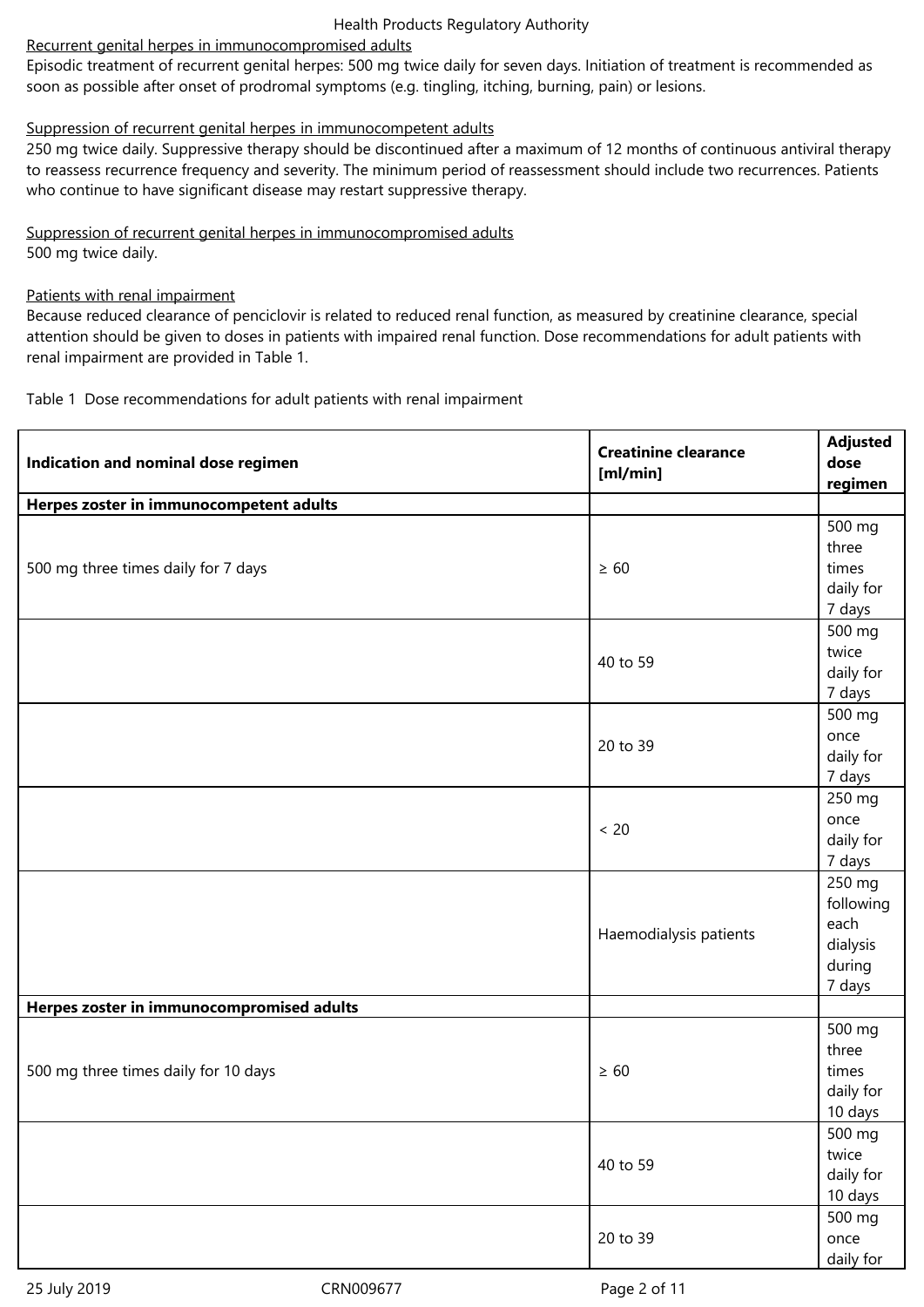Recurrent genital herpes in immunocompromised adults

Episodic treatment of recurrent genital herpes: 500 mg twice daily for seven days. Initiation of treatment is recommended as soon as possible after onset of prodromal symptoms (e.g. tingling, itching, burning, pain) or lesions.

Suppression of recurrent genital herpes in immunocompetent adults

250 mg twice daily. Suppressive therapy should be discontinued after a maximum of 12 months of continuous antiviral therapy to reassess recurrence frequency and severity. The minimum period of reassessment should include two recurrences. Patients who continue to have significant disease may restart suppressive therapy.

Suppression of recurrent genital herpes in immunocompromised adults

500 mg twice daily.

Patients with renal impairment

Because reduced clearance of penciclovir is related to reduced renal function, as measured by creatinine clearance, special attention should be given to doses in patients with impaired renal function. Dose recommendations for adult patients with renal impairment are provided in Table 1.

Table 1 Dose recommendations for adult patients with renal impairment

| Indication and nominal dose regimen | Creatinine clearance [ml/min] | Adjusted dose regimen |
|---|---|---|
| **Herpes zoster in immunocompetent adults** | | |
| 500 mg three times daily for 7 days | ≥ 60 | 500 mg three times daily for 7 days |
| | 40 to 59 | 500 mg twice daily for 7 days |
| | 20 to 39 | 500 mg once daily for 7 days |
| | < 20 | 250 mg once daily for 7 days |
| | Haemodialysis patients | 250 mg following each dialysis during 7 days |
| **Herpes zoster in immunocompromised adults** | | |
| 500 mg three times daily for 10 days | ≥ 60 | 500 mg three times daily for 10 days |
| | 40 to 59 | 500 mg twice daily for 10 days |
| | 20 to 39 | 500 mg once daily for |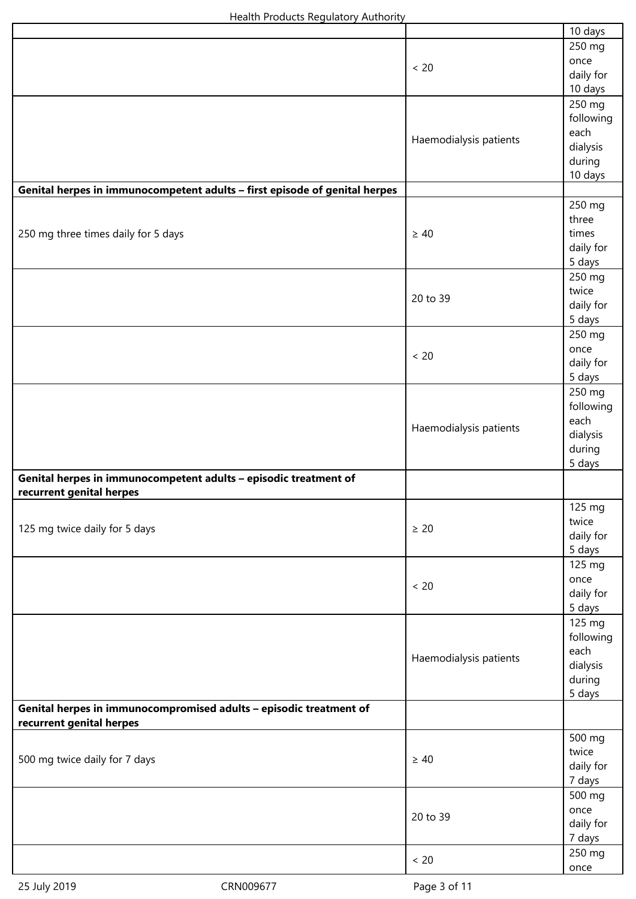| | | 10 days |
|---|---|---|
| | < 20 | 250 mg once daily for 10 days |
| | Haemodialysis patients | 250 mg following each dialysis during 10 days |
| **Genital herpes in immunocompetent adults – first episode of genital herpes** | | |
| 250 mg three times daily for 5 days | ≥ 40 | 250 mg three times daily for 5 days |
| | 20 to 39 | 250 mg twice daily for 5 days |
| | < 20 | 250 mg once daily for 5 days |
| | Haemodialysis patients | 250 mg following each dialysis during 5 days |
| **Genital herpes in immunocompetent adults – episodic treatment of recurrent genital herpes** | | |
| 125 mg twice daily for 5 days | ≥ 20 | 125 mg twice daily for 5 days |
| | < 20 | 125 mg once daily for 5 days |
| | Haemodialysis patients | 125 mg following each dialysis during 5 days |
| **Genital herpes in immunocompromised adults – episodic treatment of recurrent genital herpes** | | |
| 500 mg twice daily for 7 days | ≥ 40 | 500 mg twice daily for 7 days |
| | 20 to 39 | 500 mg once daily for 7 days |
| | < 20 | 250 mg once |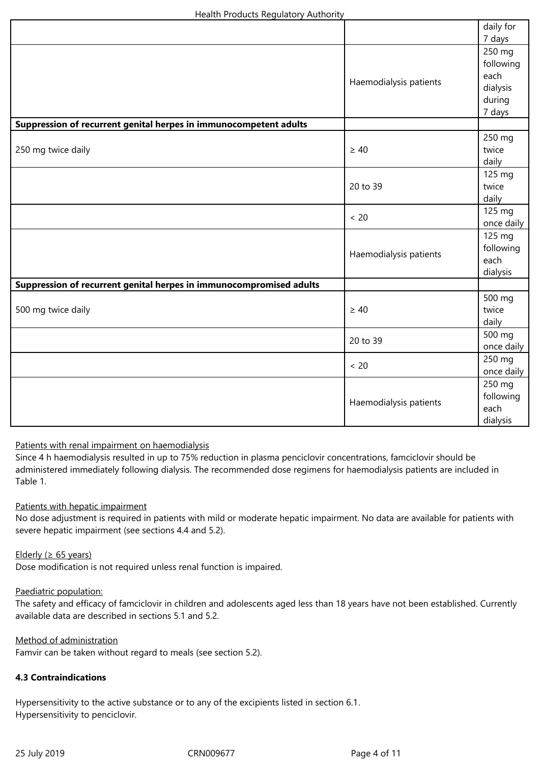| | | |
|---|---|---|
| | | daily for 7 days |
| | Haemodialysis patients | 250 mg following each dialysis during 7 days |
| **Suppression of recurrent genital herpes in immunocompetent adults** | | |
| 250 mg twice daily | ≥ 40 | 250 mg twice daily |
| | 20 to 39 | 125 mg twice daily |
| | < 20 | 125 mg once daily |
| | Haemodialysis patients | 125 mg following each dialysis |
| **Suppression of recurrent genital herpes in immunocompromised adults** | | |
| 500 mg twice daily | ≥ 40 | 500 mg twice daily |
| | 20 to 39 | 500 mg once daily |
| | < 20 | 250 mg once daily |
| | Haemodialysis patients | 250 mg following each dialysis |

Patients with renal impairment on haemodialysis

Since 4 h haemodialysis resulted in up to 75% reduction in plasma penciclovir concentrations, famciclovir should be administered immediately following dialysis. The recommended dose regimens for haemodialysis patients are included in Table 1.

Patients with hepatic impairment

No dose adjustment is required in patients with mild or moderate hepatic impairment. No data are available for patients with severe hepatic impairment (see sections 4.4 and 5.2).

Elderly (≥ 65 years)

Dose modification is not required unless renal function is impaired.

Paediatric population:

The safety and efficacy of famciclovir in children and adolescents aged less than 18 years have not been established. Currently available data are described in sections 5.1 and 5.2.

Method of administration

Famvir can be taken without regard to meals (see section 5.2).

**4.3 Contraindications**

Hypersensitivity to the active substance or to any of the excipients listed in section 6.1.
Hypersensitivity to penciclovir.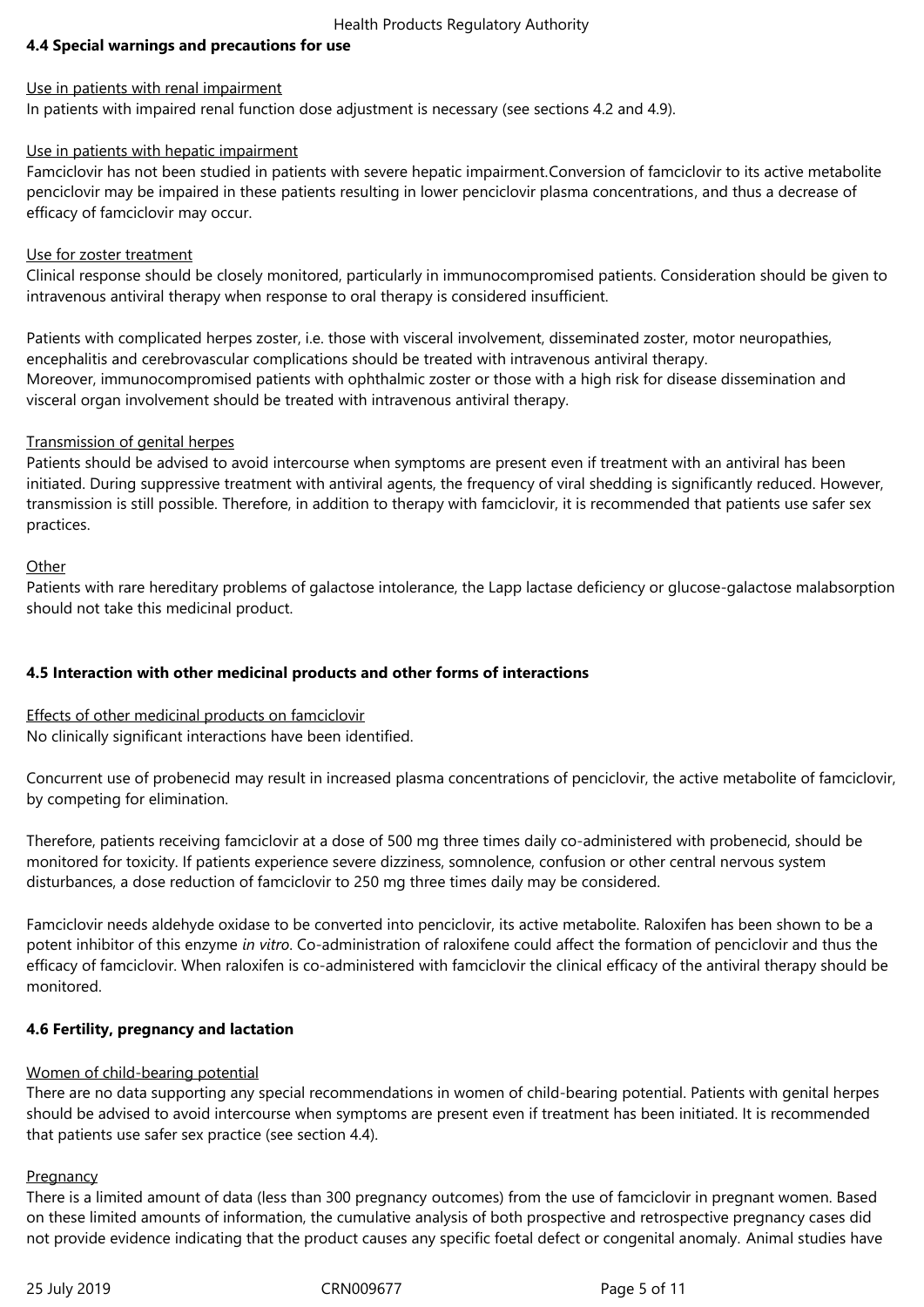### 4.4 Special warnings and precautions for use

Use in patients with renal impairment

In patients with impaired renal function dose adjustment is necessary (see sections 4.2 and 4.9).

Use in patients with hepatic impairment

Famciclovir has not been studied in patients with severe hepatic impairment.Conversion of famciclovir to its active metabolite penciclovir may be impaired in these patients resulting in lower penciclovir plasma concentrations, and thus a decrease of efficacy of famciclovir may occur.

Use for zoster treatment

Clinical response should be closely monitored, particularly in immunocompromised patients. Consideration should be given to intravenous antiviral therapy when response to oral therapy is considered insufficient.

Patients with complicated herpes zoster, i.e. those with visceral involvement, disseminated zoster, motor neuropathies, encephalitis and cerebrovascular complications should be treated with intravenous antiviral therapy.
Moreover, immunocompromised patients with ophthalmic zoster or those with a high risk for disease dissemination and visceral organ involvement should be treated with intravenous antiviral therapy.

Transmission of genital herpes

Patients should be advised to avoid intercourse when symptoms are present even if treatment with an antiviral has been initiated. During suppressive treatment with antiviral agents, the frequency of viral shedding is significantly reduced. However, transmission is still possible. Therefore, in addition to therapy with famciclovir, it is recommended that patients use safer sex practices.

Other

Patients with rare hereditary problems of galactose intolerance, the Lapp lactase deficiency or glucose-galactose malabsorption should not take this medicinal product.

### 4.5 Interaction with other medicinal products and other forms of interactions

Effects of other medicinal products on famciclovir

No clinically significant interactions have been identified.

Concurrent use of probenecid may result in increased plasma concentrations of penciclovir, the active metabolite of famciclovir, by competing for elimination.

Therefore, patients receiving famciclovir at a dose of 500 mg three times daily co-administered with probenecid, should be monitored for toxicity. If patients experience severe dizziness, somnolence, confusion or other central nervous system disturbances, a dose reduction of famciclovir to 250 mg three times daily may be considered.

Famciclovir needs aldehyde oxidase to be converted into penciclovir, its active metabolite. Raloxifen has been shown to be a potent inhibitor of this enzyme *in vitro*. Co-administration of raloxifene could affect the formation of penciclovir and thus the efficacy of famciclovir. When raloxifen is co-administered with famciclovir the clinical efficacy of the antiviral therapy should be monitored.

### 4.6 Fertility, pregnancy and lactation

Women of child-bearing potential

There are no data supporting any special recommendations in women of child-bearing potential. Patients with genital herpes should be advised to avoid intercourse when symptoms are present even if treatment has been initiated. It is recommended that patients use safer sex practice (see section 4.4).

Pregnancy

There is a limited amount of data (less than 300 pregnancy outcomes) from the use of famciclovir in pregnant women. Based on these limited amounts of information, the cumulative analysis of both prospective and retrospective pregnancy cases did not provide evidence indicating that the product causes any specific foetal defect or congenital anomaly. Animal studies have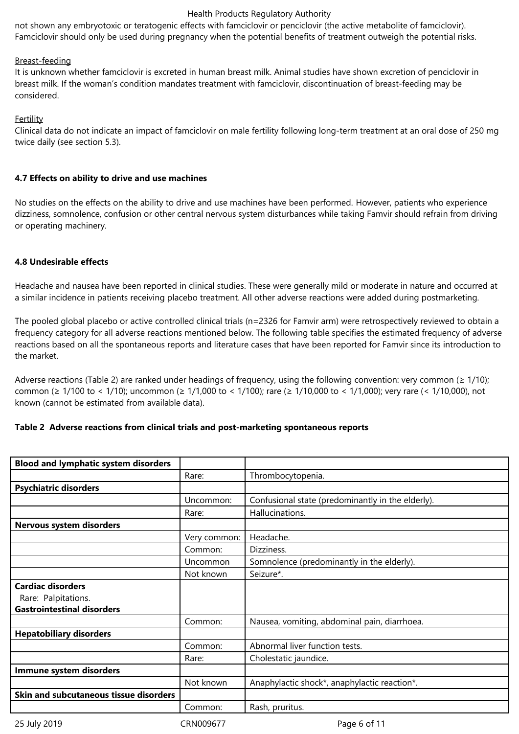not shown any embryotoxic or teratogenic effects with famciclovir or penciclovir (the active metabolite of famciclovir). Famciclovir should only be used during pregnancy when the potential benefits of treatment outweigh the potential risks.

Breast-feeding

It is unknown whether famciclovir is excreted in human breast milk. Animal studies have shown excretion of penciclovir in breast milk. If the woman's condition mandates treatment with famciclovir, discontinuation of breast-feeding may be considered.

Fertility

Clinical data do not indicate an impact of famciclovir on male fertility following long-term treatment at an oral dose of 250 mg twice daily (see section 5.3).

### 4.7 Effects on ability to drive and use machines

No studies on the effects on the ability to drive and use machines have been performed. However, patients who experience dizziness, somnolence, confusion or other central nervous system disturbances while taking Famvir should refrain from driving or operating machinery.

### 4.8 Undesirable effects

Headache and nausea have been reported in clinical studies. These were generally mild or moderate in nature and occurred at a similar incidence in patients receiving placebo treatment. All other adverse reactions were added during postmarketing.

The pooled global placebo or active controlled clinical trials (n=2326 for Famvir arm) were retrospectively reviewed to obtain a frequency category for all adverse reactions mentioned below. The following table specifies the estimated frequency of adverse reactions based on all the spontaneous reports and literature cases that have been reported for Famvir since its introduction to the market.

Adverse reactions (Table 2) are ranked under headings of frequency, using the following convention: very common (≥ 1/10); common (≥ 1/100 to < 1/10); uncommon (≥ 1/1,000 to < 1/100); rare (≥ 1/10,000 to < 1/1,000); very rare (< 1/10,000), not known (cannot be estimated from available data).

**Table 2 Adverse reactions from clinical trials and post-marketing spontaneous reports**

| **Blood and lymphatic system disorders** | | |
|---|---|---|
| | Rare: | Thrombocytopenia. |
| **Psychiatric disorders** | | |
| | Uncommon: | Confusional state (predominantly in the elderly). |
| | Rare: | Hallucinations. |
| **Nervous system disorders** | | |
| | Very common: | Headache. |
| | Common: | Dizziness. |
| | Uncommon | Somnolence (predominantly in the elderly). |
| | Not known | Seizure*. |
| **Cardiac disorders**<br>Rare: Palpitations.<br>**Gastrointestinal disorders** | | |
| | Common: | Nausea, vomiting, abdominal pain, diarrhoea. |
| **Hepatobiliary disorders** | | |
| | Common: | Abnormal liver function tests. |
| | Rare: | Cholestatic jaundice. |
| **Immune system disorders** | | |
| | Not known | Anaphylactic shock*, anaphylactic reaction*. |
| **Skin and subcutaneous tissue disorders** | | |
| | Common: | Rash, pruritus. |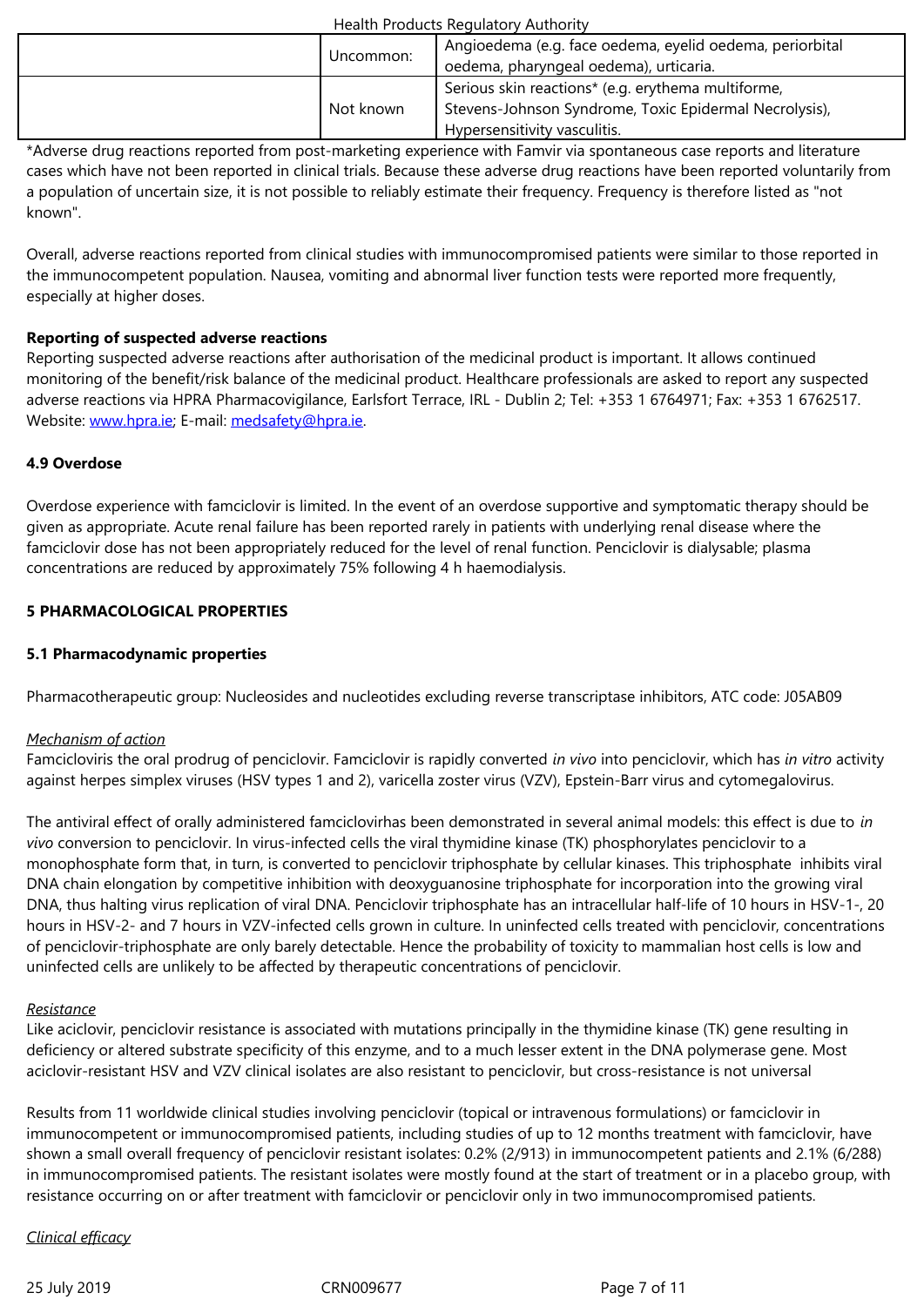| | | |
|---|---|---|
| | Uncommon: | Angioedema (e.g. face oedema, eyelid oedema, periorbital oedema, pharyngeal oedema), urticaria. |
| | Not known | Serious skin reactions* (e.g. erythema multiforme, Stevens-Johnson Syndrome, Toxic Epidermal Necrolysis), Hypersensitivity vasculitis. |

*Adverse drug reactions reported from post-marketing experience with Famvir via spontaneous case reports and literature cases which have not been reported in clinical trials. Because these adverse drug reactions have been reported voluntarily from a population of uncertain size, it is not possible to reliably estimate their frequency. Frequency is therefore listed as "not known".

Overall, adverse reactions reported from clinical studies with immunocompromised patients were similar to those reported in the immunocompetent population. Nausea, vomiting and abnormal liver function tests were reported more frequently, especially at higher doses.

**Reporting of suspected adverse reactions**

Reporting suspected adverse reactions after authorisation of the medicinal product is important. It allows continued monitoring of the benefit/risk balance of the medicinal product. Healthcare professionals are asked to report any suspected adverse reactions via HPRA Pharmacovigilance, Earlsfort Terrace, IRL - Dublin 2; Tel: +353 1 6764971; Fax: +353 1 6762517. Website: www.hpra.ie; E-mail: medsafety@hpra.ie.

## 4.9 Overdose

Overdose experience with famciclovir is limited. In the event of an overdose supportive and symptomatic therapy should be given as appropriate. Acute renal failure has been reported rarely in patients with underlying renal disease where the famciclovir dose has not been appropriately reduced for the level of renal function. Penciclovir is dialysable; plasma concentrations are reduced by approximately 75% following 4 h haemodialysis.

# 5 PHARMACOLOGICAL PROPERTIES

## 5.1 Pharmacodynamic properties

Pharmacotherapeutic group: Nucleosides and nucleotides excluding reverse transcriptase inhibitors, ATC code: J05AB09

*Mechanism of action*

Famcicloviris the oral prodrug of penciclovir. Famciclovir is rapidly converted *in vivo* into penciclovir, which has *in vitro* activity against herpes simplex viruses (HSV types 1 and 2), varicella zoster virus (VZV), Epstein-Barr virus and cytomegalovirus.

The antiviral effect of orally administered famciclovirhas been demonstrated in several animal models: this effect is due to *in vivo* conversion to penciclovir. In virus-infected cells the viral thymidine kinase (TK) phosphorylates penciclovir to a monophosphate form that, in turn, is converted to penciclovir triphosphate by cellular kinases. This triphosphate inhibits viral DNA chain elongation by competitive inhibition with deoxyguanosine triphosphate for incorporation into the growing viral DNA, thus halting virus replication of viral DNA. Penciclovir triphosphate has an intracellular half-life of 10 hours in HSV-1-, 20 hours in HSV-2- and 7 hours in VZV-infected cells grown in culture. In uninfected cells treated with penciclovir, concentrations of penciclovir-triphosphate are only barely detectable. Hence the probability of toxicity to mammalian host cells is low and uninfected cells are unlikely to be affected by therapeutic concentrations of penciclovir.

*Resistance*

Like aciclovir, penciclovir resistance is associated with mutations principally in the thymidine kinase (TK) gene resulting in deficiency or altered substrate specificity of this enzyme, and to a much lesser extent in the DNA polymerase gene. Most aciclovir-resistant HSV and VZV clinical isolates are also resistant to penciclovir, but cross-resistance is not universal

Results from 11 worldwide clinical studies involving penciclovir (topical or intravenous formulations) or famciclovir in immunocompetent or immunocompromised patients, including studies of up to 12 months treatment with famciclovir, have shown a small overall frequency of penciclovir resistant isolates: 0.2% (2/913) in immunocompetent patients and 2.1% (6/288) in immunocompromised patients. The resistant isolates were mostly found at the start of treatment or in a placebo group, with resistance occurring on or after treatment with famciclovir or penciclovir only in two immunocompromised patients.

*Clinical efficacy*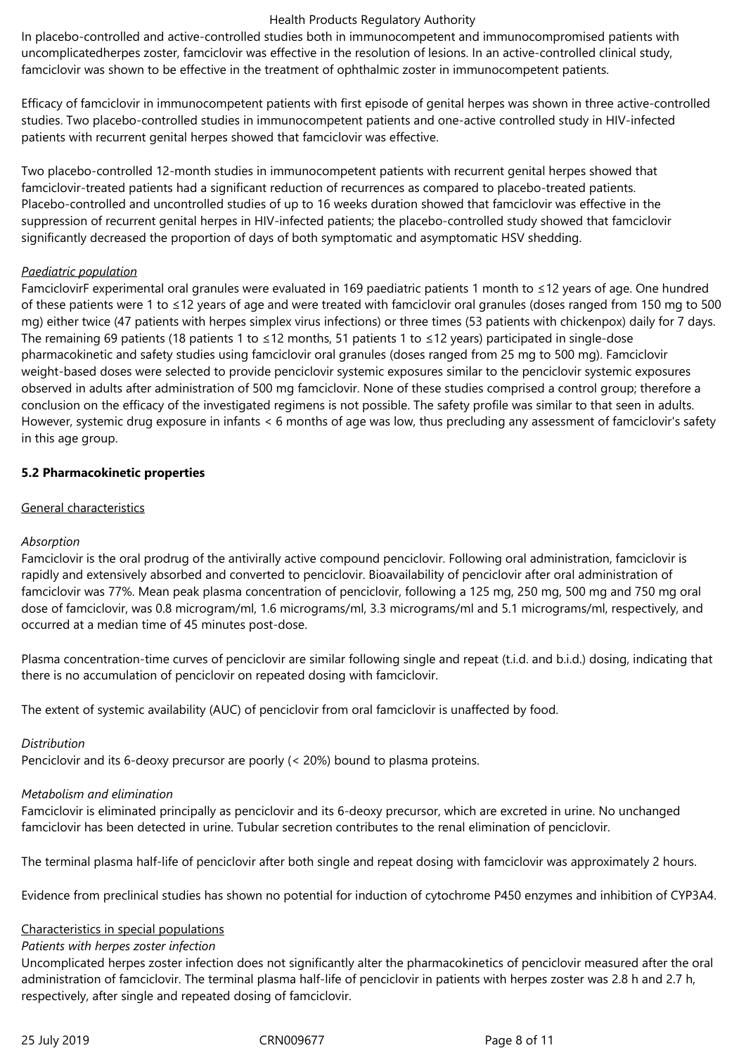In placebo-controlled and active-controlled studies both in immunocompetent and immunocompromised patients with uncomplicatedherpes zoster, famciclovir was effective in the resolution of lesions. In an active-controlled clinical study, famciclovir was shown to be effective in the treatment of ophthalmic zoster in immunocompetent patients.

Efficacy of famciclovir in immunocompetent patients with first episode of genital herpes was shown in three active-controlled studies. Two placebo-controlled studies in immunocompetent patients and one-active controlled study in HIV-infected patients with recurrent genital herpes showed that famciclovir was effective.

Two placebo-controlled 12-month studies in immunocompetent patients with recurrent genital herpes showed that famciclovir-treated patients had a significant reduction of recurrences as compared to placebo-treated patients. Placebo-controlled and uncontrolled studies of up to 16 weeks duration showed that famciclovir was effective in the suppression of recurrent genital herpes in HIV-infected patients; the placebo-controlled study showed that famciclovir significantly decreased the proportion of days of both symptomatic and asymptomatic HSV shedding.

*Paediatric population*

FamciclovirF experimental oral granules were evaluated in 169 paediatric patients 1 month to ≤12 years of age. One hundred of these patients were 1 to ≤12 years of age and were treated with famciclovir oral granules (doses ranged from 150 mg to 500 mg) either twice (47 patients with herpes simplex virus infections) or three times (53 patients with chickenpox) daily for 7 days. The remaining 69 patients (18 patients 1 to ≤12 months, 51 patients 1 to ≤12 years) participated in single-dose pharmacokinetic and safety studies using famciclovir oral granules (doses ranged from 25 mg to 500 mg). Famciclovir weight-based doses were selected to provide penciclovir systemic exposures similar to the penciclovir systemic exposures observed in adults after administration of 500 mg famciclovir. None of these studies comprised a control group; therefore a conclusion on the efficacy of the investigated regimens is not possible. The safety profile was similar to that seen in adults. However, systemic drug exposure in infants < 6 months of age was low, thus precluding any assessment of famciclovir's safety in this age group.

## 5.2 Pharmacokinetic properties

General characteristics

*Absorption*

Famciclovir is the oral prodrug of the antivirally active compound penciclovir. Following oral administration, famciclovir is rapidly and extensively absorbed and converted to penciclovir. Bioavailability of penciclovir after oral administration of famciclovir was 77%. Mean peak plasma concentration of penciclovir, following a 125 mg, 250 mg, 500 mg and 750 mg oral dose of famciclovir, was 0.8 microgram/ml, 1.6 micrograms/ml, 3.3 micrograms/ml and 5.1 micrograms/ml, respectively, and occurred at a median time of 45 minutes post-dose.

Plasma concentration-time curves of penciclovir are similar following single and repeat (t.i.d. and b.i.d.) dosing, indicating that there is no accumulation of penciclovir on repeated dosing with famciclovir.

The extent of systemic availability (AUC) of penciclovir from oral famciclovir is unaffected by food.

*Distribution*

Penciclovir and its 6-deoxy precursor are poorly (< 20%) bound to plasma proteins.

*Metabolism and elimination*

Famciclovir is eliminated principally as penciclovir and its 6-deoxy precursor, which are excreted in urine. No unchanged famciclovir has been detected in urine. Tubular secretion contributes to the renal elimination of penciclovir.

The terminal plasma half-life of penciclovir after both single and repeat dosing with famciclovir was approximately 2 hours.

Evidence from preclinical studies has shown no potential for induction of cytochrome P450 enzymes and inhibition of CYP3A4.

Characteristics in special populations

*Patients with herpes zoster infection*

Uncomplicated herpes zoster infection does not significantly alter the pharmacokinetics of penciclovir measured after the oral administration of famciclovir. The terminal plasma half-life of penciclovir in patients with herpes zoster was 2.8 h and 2.7 h, respectively, after single and repeated dosing of famciclovir.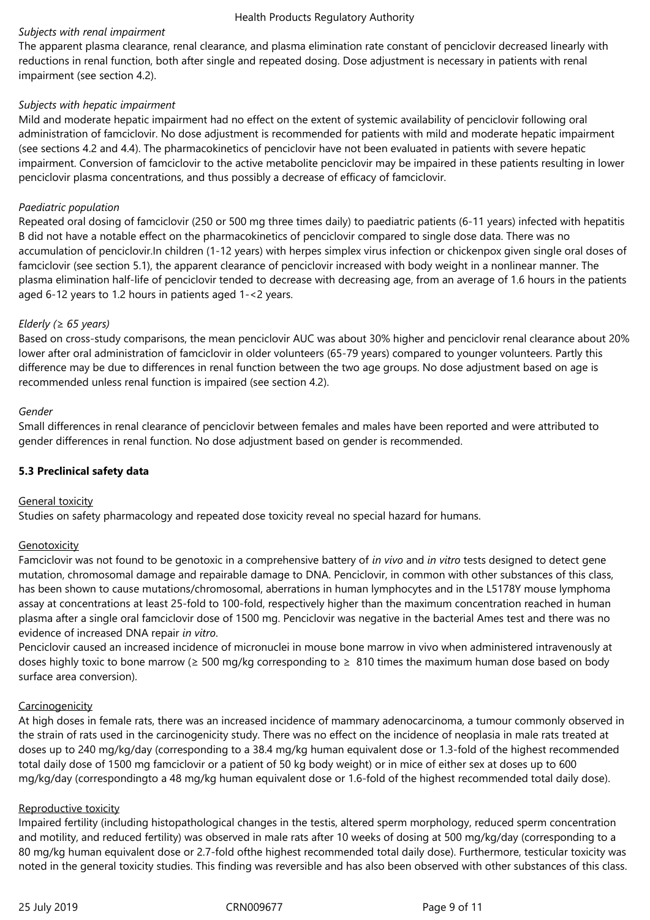*Subjects with renal impairment*

The apparent plasma clearance, renal clearance, and plasma elimination rate constant of penciclovir decreased linearly with reductions in renal function, both after single and repeated dosing. Dose adjustment is necessary in patients with renal impairment (see section 4.2).

*Subjects with hepatic impairment*

Mild and moderate hepatic impairment had no effect on the extent of systemic availability of penciclovir following oral administration of famciclovir. No dose adjustment is recommended for patients with mild and moderate hepatic impairment (see sections 4.2 and 4.4). The pharmacokinetics of penciclovir have not been evaluated in patients with severe hepatic impairment. Conversion of famciclovir to the active metabolite penciclovir may be impaired in these patients resulting in lower penciclovir plasma concentrations, and thus possibly a decrease of efficacy of famciclovir.

*Paediatric population*

Repeated oral dosing of famciclovir (250 or 500 mg three times daily) to paediatric patients (6-11 years) infected with hepatitis B did not have a notable effect on the pharmacokinetics of penciclovir compared to single dose data. There was no accumulation of penciclovir.In children (1-12 years) with herpes simplex virus infection or chickenpox given single oral doses of famciclovir (see section 5.1), the apparent clearance of penciclovir increased with body weight in a nonlinear manner. The plasma elimination half-life of penciclovir tended to decrease with decreasing age, from an average of 1.6 hours in the patients aged 6-12 years to 1.2 hours in patients aged 1-<2 years.

*Elderly (≥ 65 years)*

Based on cross-study comparisons, the mean penciclovir AUC was about 30% higher and penciclovir renal clearance about 20% lower after oral administration of famciclovir in older volunteers (65-79 years) compared to younger volunteers. Partly this difference may be due to differences in renal function between the two age groups. No dose adjustment based on age is recommended unless renal function is impaired (see section 4.2).

*Gender*

Small differences in renal clearance of penciclovir between females and males have been reported and were attributed to gender differences in renal function. No dose adjustment based on gender is recommended.

**5.3 Preclinical safety data**

General toxicity

Studies on safety pharmacology and repeated dose toxicity reveal no special hazard for humans.

Genotoxicity

Famciclovir was not found to be genotoxic in a comprehensive battery of *in vivo* and *in vitro* tests designed to detect gene mutation, chromosomal damage and repairable damage to DNA. Penciclovir, in common with other substances of this class, has been shown to cause mutations/chromosomal, aberrations in human lymphocytes and in the L5178Y mouse lymphoma assay at concentrations at least 25-fold to 100-fold, respectively higher than the maximum concentration reached in human plasma after a single oral famciclovir dose of 1500 mg. Penciclovir was negative in the bacterial Ames test and there was no evidence of increased DNA repair *in vitro*.

Penciclovir caused an increased incidence of micronuclei in mouse bone marrow in vivo when administered intravenously at doses highly toxic to bone marrow (≥ 500 mg/kg corresponding to ≥ 810 times the maximum human dose based on body surface area conversion).

Carcinogenicity

At high doses in female rats, there was an increased incidence of mammary adenocarcinoma, a tumour commonly observed in the strain of rats used in the carcinogenicity study. There was no effect on the incidence of neoplasia in male rats treated at doses up to 240 mg/kg/day (corresponding to a 38.4 mg/kg human equivalent dose or 1.3-fold of the highest recommended total daily dose of 1500 mg famciclovir or a patient of 50 kg body weight) or in mice of either sex at doses up to 600 mg/kg/day (correspondingto a 48 mg/kg human equivalent dose or 1.6-fold of the highest recommended total daily dose).

Reproductive toxicity

Impaired fertility (including histopathological changes in the testis, altered sperm morphology, reduced sperm concentration and motility, and reduced fertility) was observed in male rats after 10 weeks of dosing at 500 mg/kg/day (corresponding to a 80 mg/kg human equivalent dose or 2.7-fold ofthe highest recommended total daily dose). Furthermore, testicular toxicity was noted in the general toxicity studies. This finding was reversible and has also been observed with other substances of this class.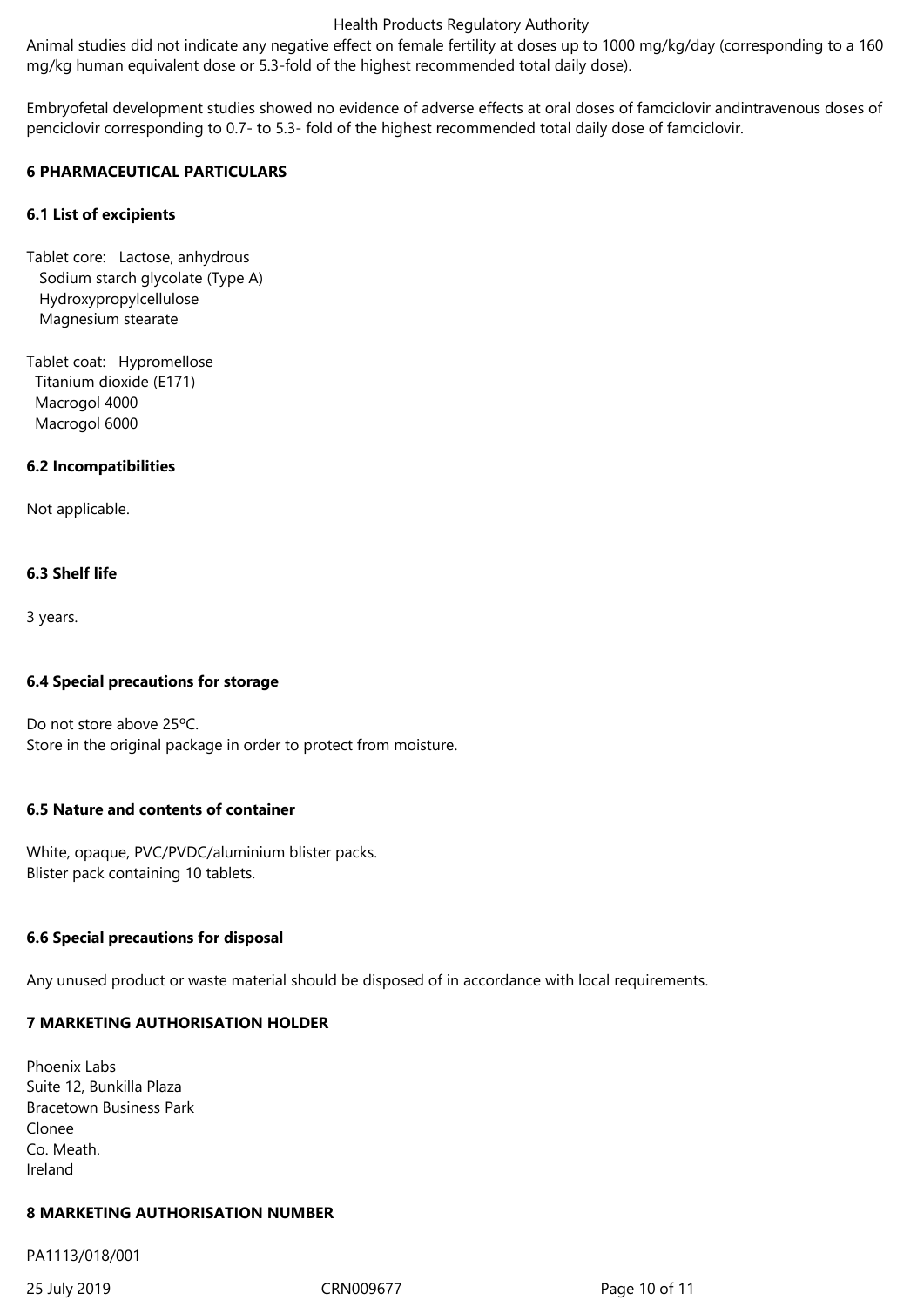Animal studies did not indicate any negative effect on female fertility at doses up to 1000 mg/kg/day (corresponding to a 160 mg/kg human equivalent dose or 5.3-fold of the highest recommended total daily dose).

Embryofetal development studies showed no evidence of adverse effects at oral doses of famciclovir andintravenous doses of penciclovir corresponding to 0.7- to 5.3- fold of the highest recommended total daily dose of famciclovir.

## 6 PHARMACEUTICAL PARTICULARS

### 6.1 List of excipients

Tablet core: Lactose, anhydrous
Sodium starch glycolate (Type A)
Hydroxypropylcellulose
Magnesium stearate

Tablet coat: Hypromellose
Titanium dioxide (E171)
Macrogol 4000
Macrogol 6000

### 6.2 Incompatibilities

Not applicable.

### 6.3 Shelf life

3 years.

### 6.4 Special precautions for storage

Do not store above 25ºC.
Store in the original package in order to protect from moisture.

### 6.5 Nature and contents of container

White, opaque, PVC/PVDC/aluminium blister packs.
Blister pack containing 10 tablets.

### 6.6 Special precautions for disposal

Any unused product or waste material should be disposed of in accordance with local requirements.

## 7 MARKETING AUTHORISATION HOLDER

Phoenix Labs
Suite 12, Bunkilla Plaza
Bracetown Business Park
Clonee
Co. Meath.
Ireland

## 8 MARKETING AUTHORISATION NUMBER

PA1113/018/001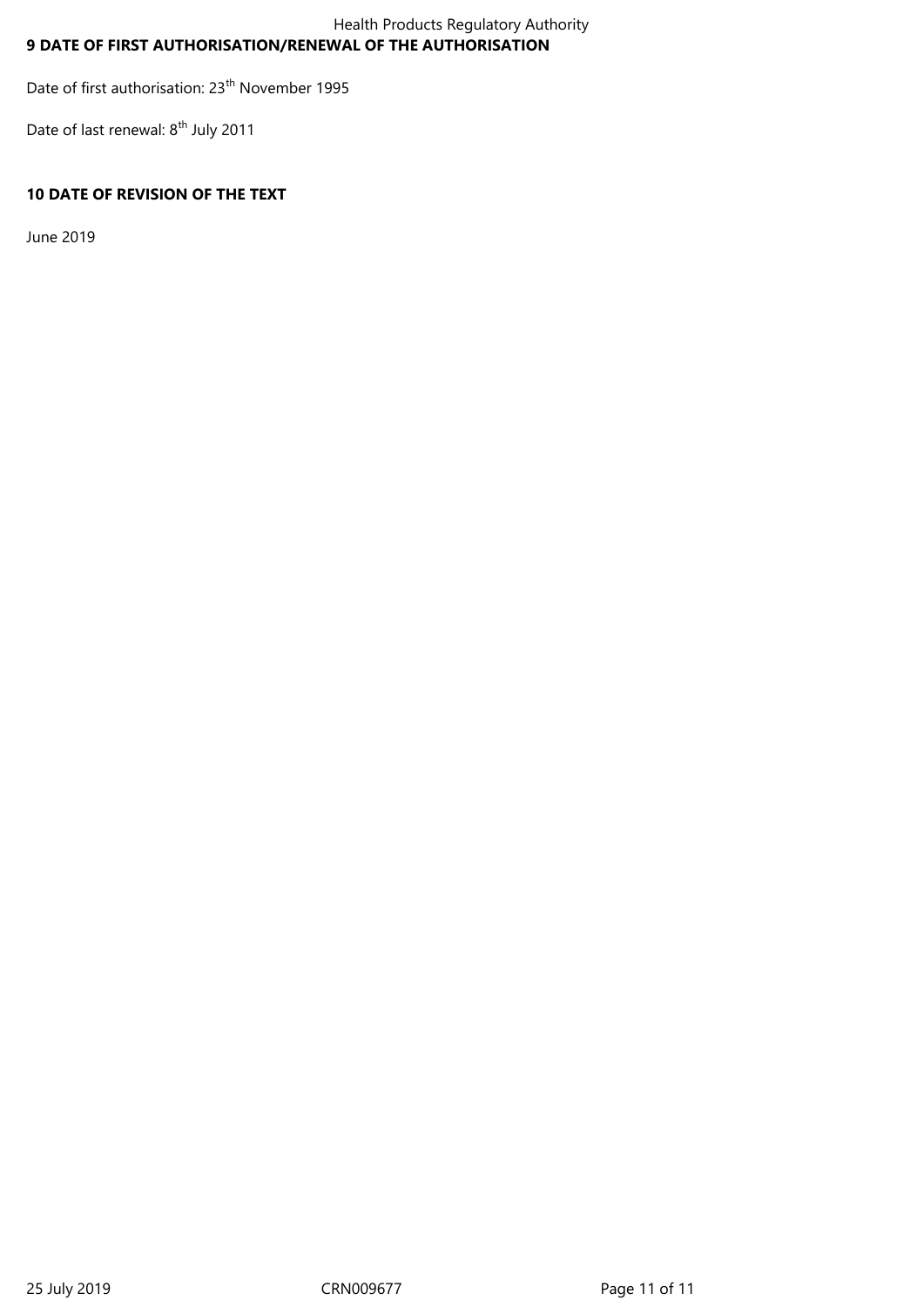## 9 DATE OF FIRST AUTHORISATION/RENEWAL OF THE AUTHORISATION

Date of first authorisation: 23th November 1995

Date of last renewal: 8th July 2011

## 10 DATE OF REVISION OF THE TEXT

June 2019